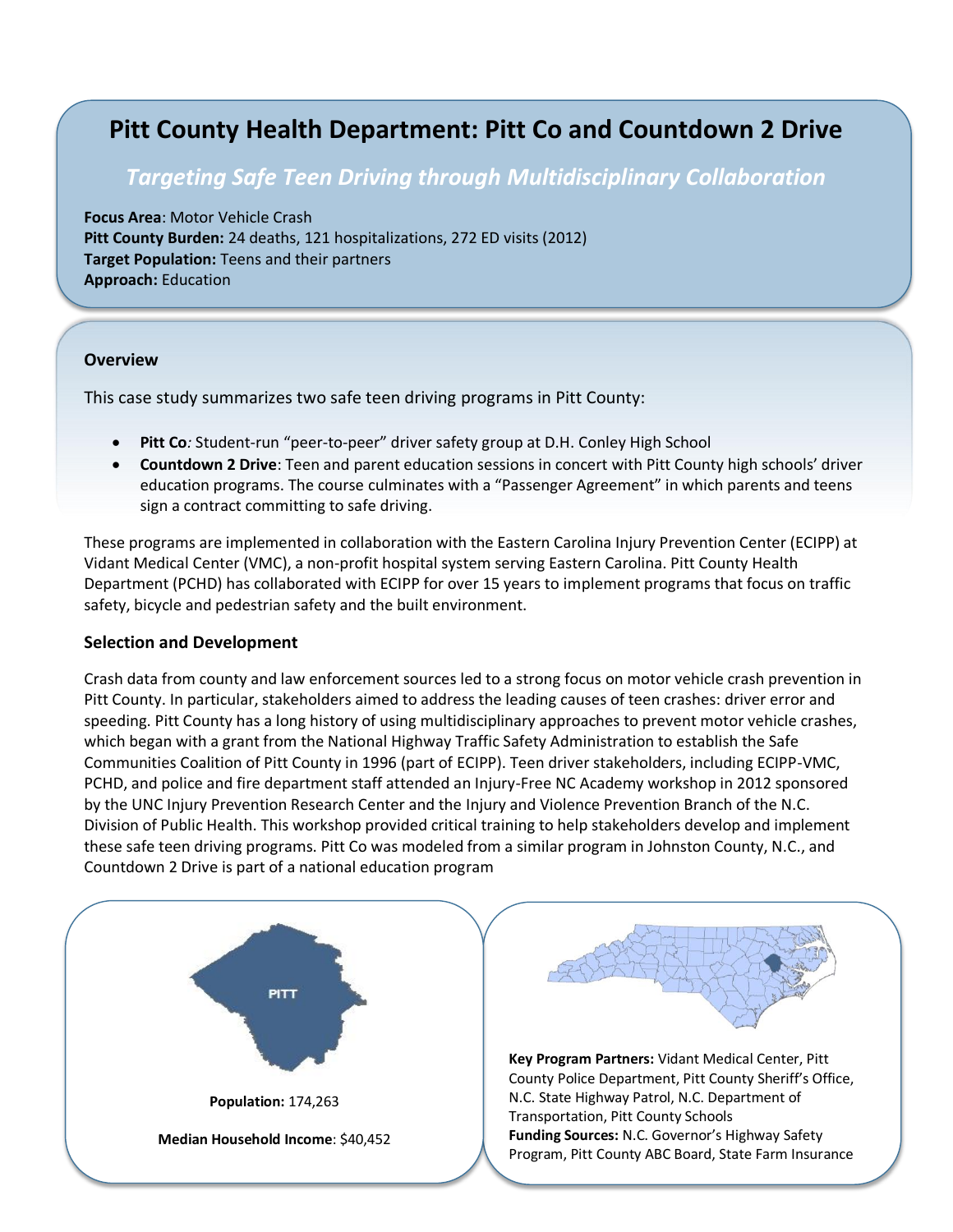# Pitt County Health Department: Pitt Co and Countdown 2 Drive

## *Targeting Safe Teen Driving through Multidisciplinary Collaboration*

**Focus Area**: Motor Vehicle Crash
**Pitt County Burden:** 24 deaths, 121 hospitalizations, 272 ED visits (2012)
**Target Population:** Teens and their partners
**Approach:** Education

### Overview

This case study summarizes two safe teen driving programs in Pitt County:

- **Pitt Co***:* Student-run "peer-to-peer" driver safety group at D.H. Conley High School
- **Countdown 2 Drive**: Teen and parent education sessions in concert with Pitt County high schools' driver education programs. The course culminates with a "Passenger Agreement" in which parents and teens sign a contract committing to safe driving.

These programs are implemented in collaboration with the Eastern Carolina Injury Prevention Center (ECIPP) at Vidant Medical Center (VMC), a non-profit hospital system serving Eastern Carolina. Pitt County Health Department (PCHD) has collaborated with ECIPP for over 15 years to implement programs that focus on traffic safety, bicycle and pedestrian safety and the built environment.

### Selection and Development

Crash data from county and law enforcement sources led to a strong focus on motor vehicle crash prevention in Pitt County. In particular, stakeholders aimed to address the leading causes of teen crashes: driver error and speeding. Pitt County has a long history of using multidisciplinary approaches to prevent motor vehicle crashes, which began with a grant from the National Highway Traffic Safety Administration to establish the Safe Communities Coalition of Pitt County in 1996 (part of ECIPP). Teen driver stakeholders, including ECIPP-VMC, PCHD, and police and fire department staff attended an Injury-Free NC Academy workshop in 2012 sponsored by the UNC Injury Prevention Research Center and the Injury and Violence Prevention Branch of the N.C. Division of Public Health. This workshop provided critical training to help stakeholders develop and implement these safe teen driving programs. Pitt Co was modeled from a similar program in Johnston County, N.C., and Countdown 2 Drive is part of a national education program

PITT

**Population:** 174,263

**Median Household Income**: $40,452

**Key Program Partners:** Vidant Medical Center, Pitt County Police Department, Pitt County Sheriff's Office, N.C. State Highway Patrol, N.C. Department of Transportation, Pitt County Schools
**Funding Sources:** N.C. Governor's Highway Safety Program, Pitt County ABC Board, State Farm Insurance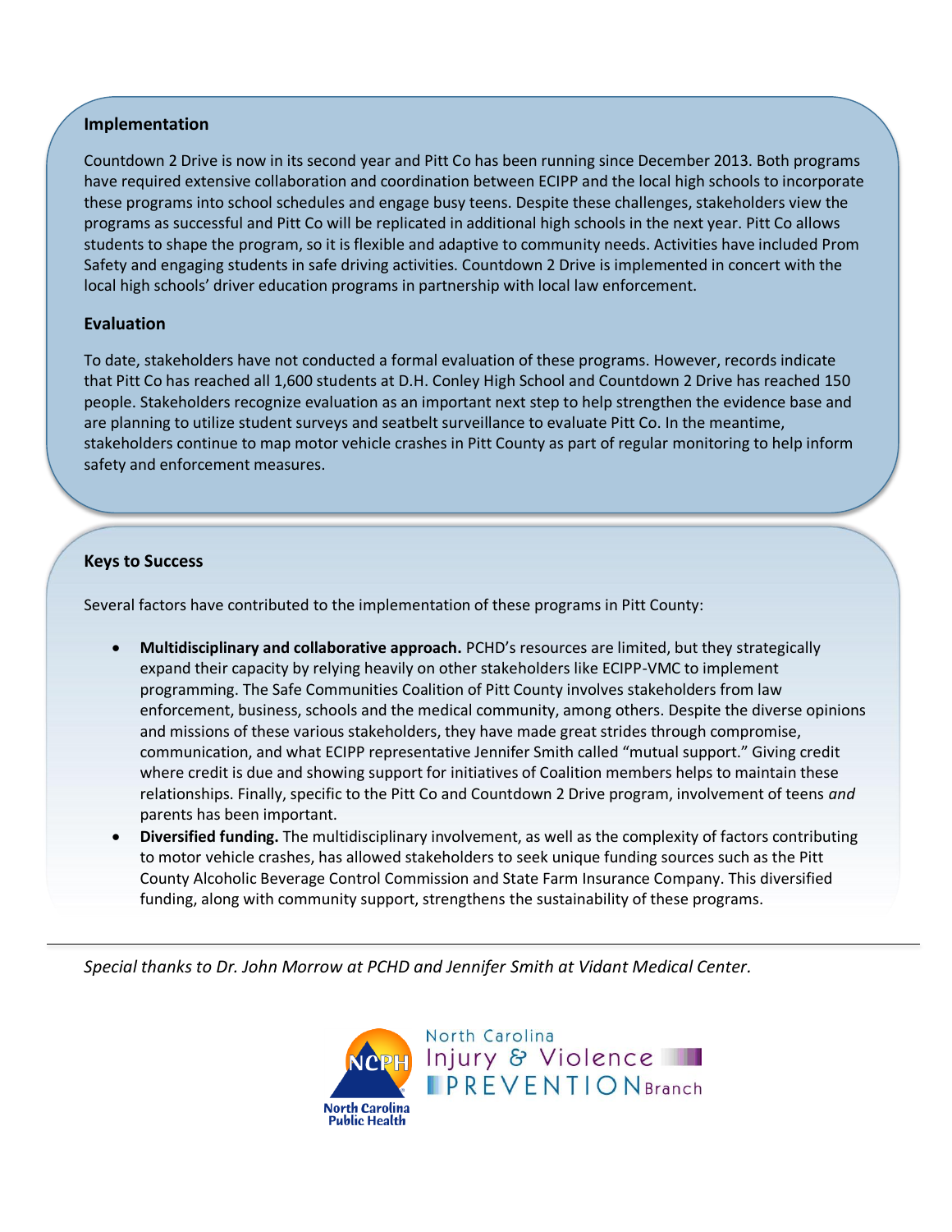## Implementation

Countdown 2 Drive is now in its second year and Pitt Co has been running since December 2013. Both programs have required extensive collaboration and coordination between ECIPP and the local high schools to incorporate these programs into school schedules and engage busy teens. Despite these challenges, stakeholders view the programs as successful and Pitt Co will be replicated in additional high schools in the next year. Pitt Co allows students to shape the program, so it is flexible and adaptive to community needs. Activities have included Prom Safety and engaging students in safe driving activities. Countdown 2 Drive is implemented in concert with the local high schools' driver education programs in partnership with local law enforcement.

## Evaluation

To date, stakeholders have not conducted a formal evaluation of these programs. However, records indicate that Pitt Co has reached all 1,600 students at D.H. Conley High School and Countdown 2 Drive has reached 150 people. Stakeholders recognize evaluation as an important next step to help strengthen the evidence base and are planning to utilize student surveys and seatbelt surveillance to evaluate Pitt Co. In the meantime, stakeholders continue to map motor vehicle crashes in Pitt County as part of regular monitoring to help inform safety and enforcement measures.

## Keys to Success

Several factors have contributed to the implementation of these programs in Pitt County:

- **Multidisciplinary and collaborative approach.** PCHD's resources are limited, but they strategically expand their capacity by relying heavily on other stakeholders like ECIPP-VMC to implement programming. The Safe Communities Coalition of Pitt County involves stakeholders from law enforcement, business, schools and the medical community, among others. Despite the diverse opinions and missions of these various stakeholders, they have made great strides through compromise, communication, and what ECIPP representative Jennifer Smith called "mutual support." Giving credit where credit is due and showing support for initiatives of Coalition members helps to maintain these relationships. Finally, specific to the Pitt Co and Countdown 2 Drive program, involvement of teens *and* parents has been important.
- **Diversified funding.** The multidisciplinary involvement, as well as the complexity of factors contributing to motor vehicle crashes, has allowed stakeholders to seek unique funding sources such as the Pitt County Alcoholic Beverage Control Commission and State Farm Insurance Company. This diversified funding, along with community support, strengthens the sustainability of these programs.

---

*Special thanks to Dr. John Morrow at PCHD and Jennifer Smith at Vidant Medical Center.*

NCPH North Carolina Public Health

North Carolina Injury & Violence PREVENTION Branch